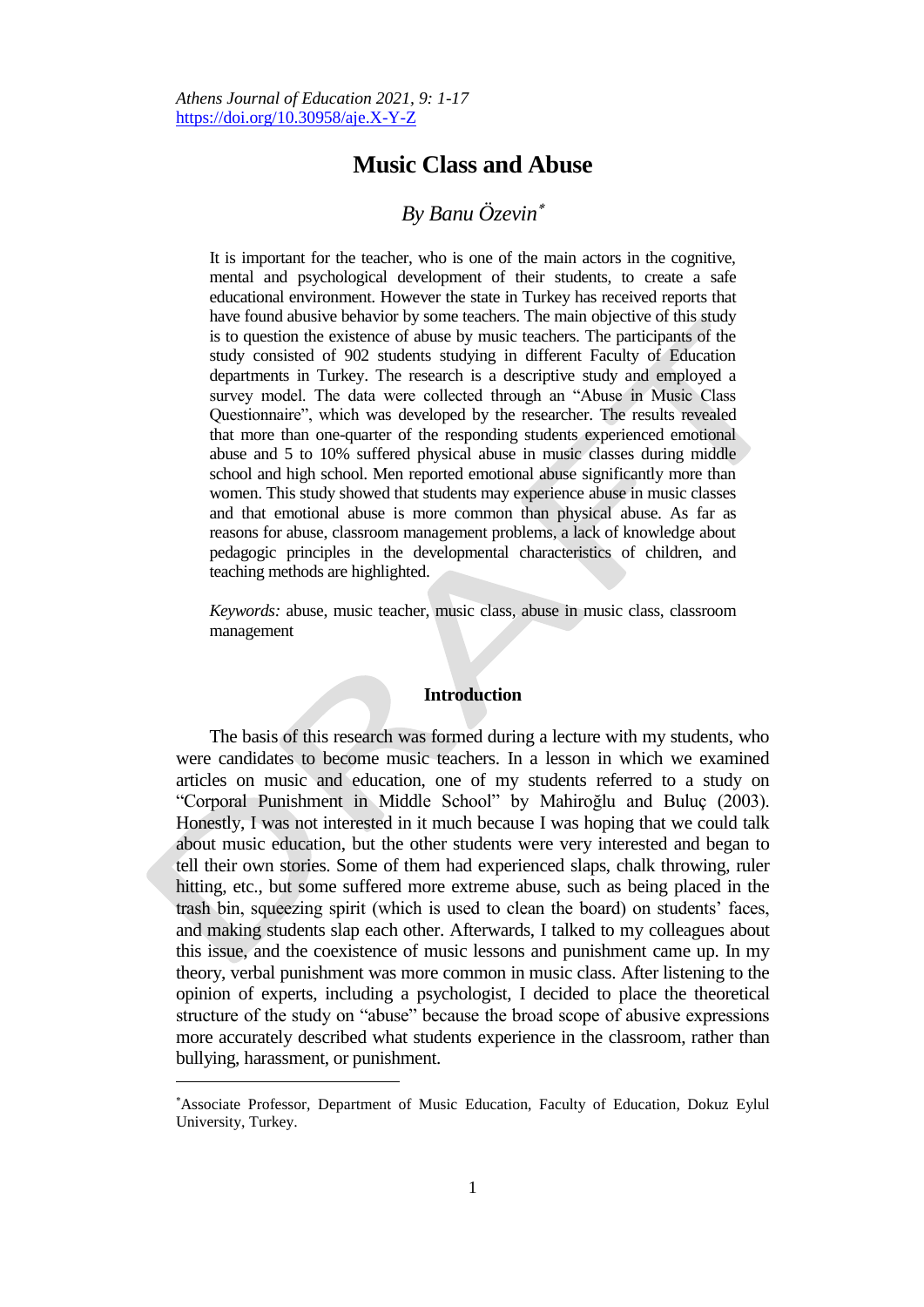# Music Class and Abuse

*By Banu Özevin*[*]

It is important for the teacher, who is one of the main actors in the cognitive, mental and psychological development of their students, to create a safe educational environment. However the state in Turkey has received reports that have found abusive behavior by some teachers. The main objective of this study is to question the existence of abuse by music teachers. The participants of the study consisted of 902 students studying in different Faculty of Education departments in Turkey. The research is a descriptive study and employed a survey model. The data were collected through an "Abuse in Music Class Questionnaire", which was developed by the researcher. The results revealed that more than one-quarter of the responding students experienced emotional abuse and 5 to 10% suffered physical abuse in music classes during middle school and high school. Men reported emotional abuse significantly more than women. This study showed that students may experience abuse in music classes and that emotional abuse is more common than physical abuse. As far as reasons for abuse, classroom management problems, a lack of knowledge about pedagogic principles in the developmental characteristics of children, and teaching methods are highlighted.

*Keywords:* abuse, music teacher, music class, abuse in music class, classroom management

## Introduction

The basis of this research was formed during a lecture with my students, who were candidates to become music teachers. In a lesson in which we examined articles on music and education, one of my students referred to a study on "Corporal Punishment in Middle School" by Mahiroğlu and Buluç (2003). Honestly, I was not interested in it much because I was hoping that we could talk about music education, but the other students were very interested and began to tell their own stories. Some of them had experienced slaps, chalk throwing, ruler hitting, etc., but some suffered more extreme abuse, such as being placed in the trash bin, squeezing spirit (which is used to clean the board) on students' faces, and making students slap each other. Afterwards, I talked to my colleagues about this issue, and the coexistence of music lessons and punishment came up. In my theory, verbal punishment was more common in music class. After listening to the opinion of experts, including a psychologist, I decided to place the theoretical structure of the study on "abuse" because the broad scope of abusive expressions more accurately described what students experience in the classroom, rather than bullying, harassment, or punishment.

---

[*] Associate Professor, Department of Music Education, Faculty of Education, Dokuz Eylul University, Turkey.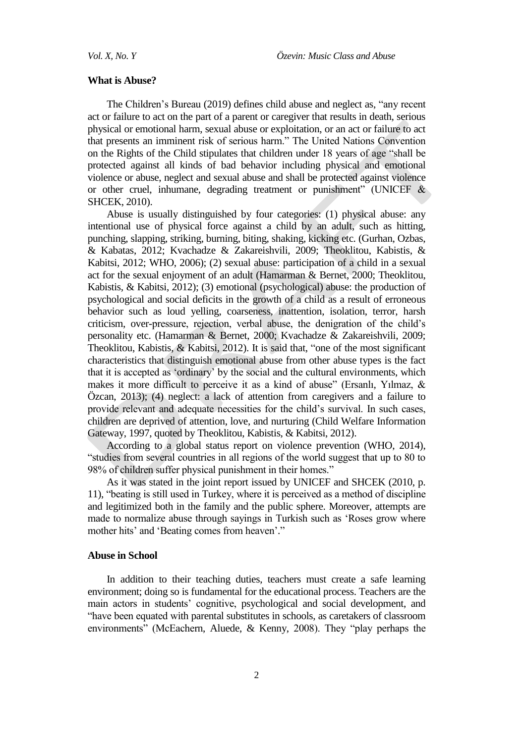### What is Abuse?

The Children's Bureau (2019) defines child abuse and neglect as, "any recent act or failure to act on the part of a parent or caregiver that results in death, serious physical or emotional harm, sexual abuse or exploitation, or an act or failure to act that presents an imminent risk of serious harm." The United Nations Convention on the Rights of the Child stipulates that children under 18 years of age "shall be protected against all kinds of bad behavior including physical and emotional violence or abuse, neglect and sexual abuse and shall be protected against violence or other cruel, inhumane, degrading treatment or punishment" (UNICEF & SHCEK, 2010).

Abuse is usually distinguished by four categories: (1) physical abuse: any intentional use of physical force against a child by an adult, such as hitting, punching, slapping, striking, burning, biting, shaking, kicking etc. (Gurhan, Ozbas, & Kabatas, 2012; Kvachadze & Zakareishvili, 2009; Theoklitou, Kabistis, & Kabitsi, 2012; WHO, 2006); (2) sexual abuse: participation of a child in a sexual act for the sexual enjoyment of an adult (Hamarman & Bernet, 2000; Theoklitou, Kabistis, & Kabitsi, 2012); (3) emotional (psychological) abuse: the production of psychological and social deficits in the growth of a child as a result of erroneous behavior such as loud yelling, coarseness, inattention, isolation, terror, harsh criticism, over-pressure, rejection, verbal abuse, the denigration of the child's personality etc. (Hamarman & Bernet, 2000; Kvachadze & Zakareishvili, 2009; Theoklitou, Kabistis, & Kabitsi, 2012). It is said that, "one of the most significant characteristics that distinguish emotional abuse from other abuse types is the fact that it is accepted as 'ordinary' by the social and the cultural environments, which makes it more difficult to perceive it as a kind of abuse" (Ersanlı, Yılmaz, & Özcan, 2013); (4) neglect: a lack of attention from caregivers and a failure to provide relevant and adequate necessities for the child's survival. In such cases, children are deprived of attention, love, and nurturing (Child Welfare Information Gateway, 1997, quoted by Theoklitou, Kabistis, & Kabitsi, 2012).

According to a global status report on violence prevention (WHO, 2014), "studies from several countries in all regions of the world suggest that up to 80 to 98% of children suffer physical punishment in their homes."

As it was stated in the joint report issued by UNICEF and SHCEK (2010, p. 11), "beating is still used in Turkey, where it is perceived as a method of discipline and legitimized both in the family and the public sphere. Moreover, attempts are made to normalize abuse through sayings in Turkish such as 'Roses grow where mother hits' and 'Beating comes from heaven'."

### Abuse in School

In addition to their teaching duties, teachers must create a safe learning environment; doing so is fundamental for the educational process. Teachers are the main actors in students' cognitive, psychological and social development, and "have been equated with parental substitutes in schools, as caretakers of classroom environments" (McEachern, Aluede, & Kenny, 2008). They "play perhaps the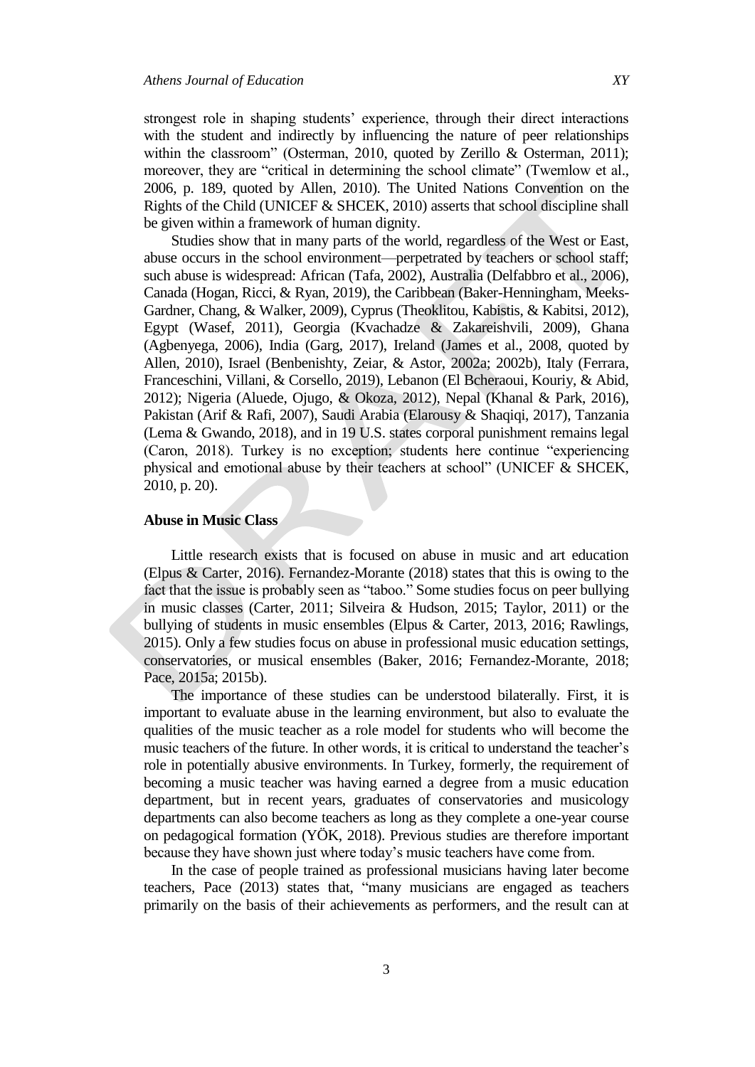strongest role in shaping students' experience, through their direct interactions with the student and indirectly by influencing the nature of peer relationships within the classroom" (Osterman, 2010, quoted by Zerillo & Osterman, 2011); moreover, they are "critical in determining the school climate" (Twemlow et al., 2006, p. 189, quoted by Allen, 2010). The United Nations Convention on the Rights of the Child (UNICEF & SHCEK, 2010) asserts that school discipline shall be given within a framework of human dignity.

Studies show that in many parts of the world, regardless of the West or East, abuse occurs in the school environment—perpetrated by teachers or school staff; such abuse is widespread: African (Tafa, 2002), Australia (Delfabbro et al., 2006), Canada (Hogan, Ricci, & Ryan, 2019), the Caribbean (Baker-Henningham, Meeks-Gardner, Chang, & Walker, 2009), Cyprus (Theoklitou, Kabistis, & Kabitsi, 2012), Egypt (Wasef, 2011), Georgia (Kvachadze & Zakareishvili, 2009), Ghana (Agbenyega, 2006), India (Garg, 2017), Ireland (James et al., 2008, quoted by Allen, 2010), Israel (Benbenishty, Zeiar, & Astor, 2002a; 2002b), Italy (Ferrara, Franceschini, Villani, & Corsello, 2019), Lebanon (El Bcheraoui, Kouriy, & Abid, 2012); Nigeria (Aluede, Ojugo, & Okoza, 2012), Nepal (Khanal & Park, 2016), Pakistan (Arif & Rafi, 2007), Saudi Arabia (Elarousy & Shaqiqi, 2017), Tanzania (Lema & Gwando, 2018), and in 19 U.S. states corporal punishment remains legal (Caron, 2018). Turkey is no exception; students here continue "experiencing physical and emotional abuse by their teachers at school" (UNICEF & SHCEK, 2010, p. 20).

### Abuse in Music Class

Little research exists that is focused on abuse in music and art education (Elpus & Carter, 2016). Fernandez-Morante (2018) states that this is owing to the fact that the issue is probably seen as "taboo." Some studies focus on peer bullying in music classes (Carter, 2011; Silveira & Hudson, 2015; Taylor, 2011) or the bullying of students in music ensembles (Elpus & Carter, 2013, 2016; Rawlings, 2015). Only a few studies focus on abuse in professional music education settings, conservatories, or musical ensembles (Baker, 2016; Fernandez-Morante, 2018; Pace, 2015a; 2015b).

The importance of these studies can be understood bilaterally. First, it is important to evaluate abuse in the learning environment, but also to evaluate the qualities of the music teacher as a role model for students who will become the music teachers of the future. In other words, it is critical to understand the teacher's role in potentially abusive environments. In Turkey, formerly, the requirement of becoming a music teacher was having earned a degree from a music education department, but in recent years, graduates of conservatories and musicology departments can also become teachers as long as they complete a one-year course on pedagogical formation (YÖK, 2018). Previous studies are therefore important because they have shown just where today's music teachers have come from.

In the case of people trained as professional musicians having later become teachers, Pace (2013) states that, "many musicians are engaged as teachers primarily on the basis of their achievements as performers, and the result can at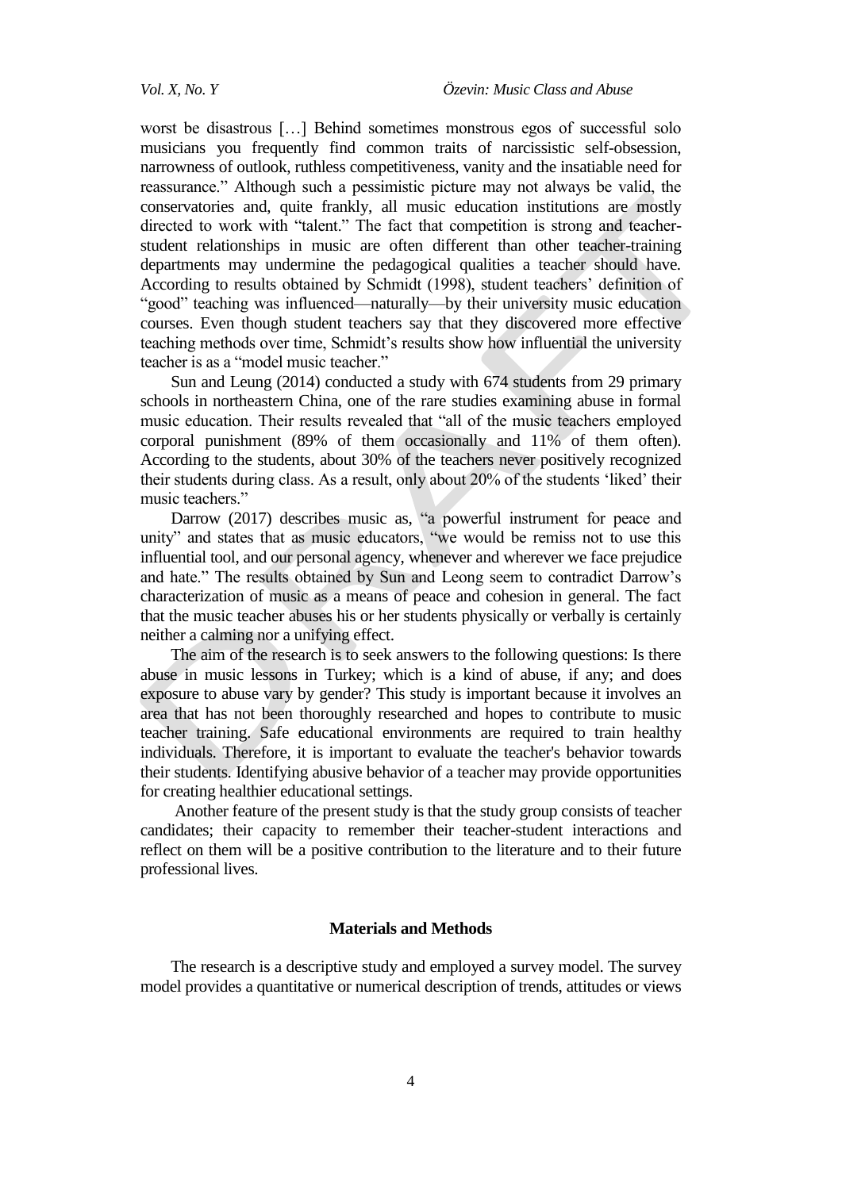worst be disastrous […] Behind sometimes monstrous egos of successful solo musicians you frequently find common traits of narcissistic self-obsession, narrowness of outlook, ruthless competitiveness, vanity and the insatiable need for reassurance." Although such a pessimistic picture may not always be valid, the conservatories and, quite frankly, all music education institutions are mostly directed to work with "talent." The fact that competition is strong and teacher-student relationships in music are often different than other teacher-training departments may undermine the pedagogical qualities a teacher should have. According to results obtained by Schmidt (1998), student teachers' definition of "good" teaching was influenced—naturally—by their university music education courses. Even though student teachers say that they discovered more effective teaching methods over time, Schmidt's results show how influential the university teacher is as a "model music teacher."

Sun and Leung (2014) conducted a study with 674 students from 29 primary schools in northeastern China, one of the rare studies examining abuse in formal music education. Their results revealed that "all of the music teachers employed corporal punishment (89% of them occasionally and 11% of them often). According to the students, about 30% of the teachers never positively recognized their students during class. As a result, only about 20% of the students 'liked' their music teachers."

Darrow (2017) describes music as, "a powerful instrument for peace and unity" and states that as music educators, "we would be remiss not to use this influential tool, and our personal agency, whenever and wherever we face prejudice and hate." The results obtained by Sun and Leong seem to contradict Darrow's characterization of music as a means of peace and cohesion in general. The fact that the music teacher abuses his or her students physically or verbally is certainly neither a calming nor a unifying effect.

The aim of the research is to seek answers to the following questions: Is there abuse in music lessons in Turkey; which is a kind of abuse, if any; and does exposure to abuse vary by gender? This study is important because it involves an area that has not been thoroughly researched and hopes to contribute to music teacher training. Safe educational environments are required to train healthy individuals. Therefore, it is important to evaluate the teacher's behavior towards their students. Identifying abusive behavior of a teacher may provide opportunities for creating healthier educational settings.

Another feature of the present study is that the study group consists of teacher candidates; their capacity to remember their teacher-student interactions and reflect on them will be a positive contribution to the literature and to their future professional lives.

## Materials and Methods

The research is a descriptive study and employed a survey model. The survey model provides a quantitative or numerical description of trends, attitudes or views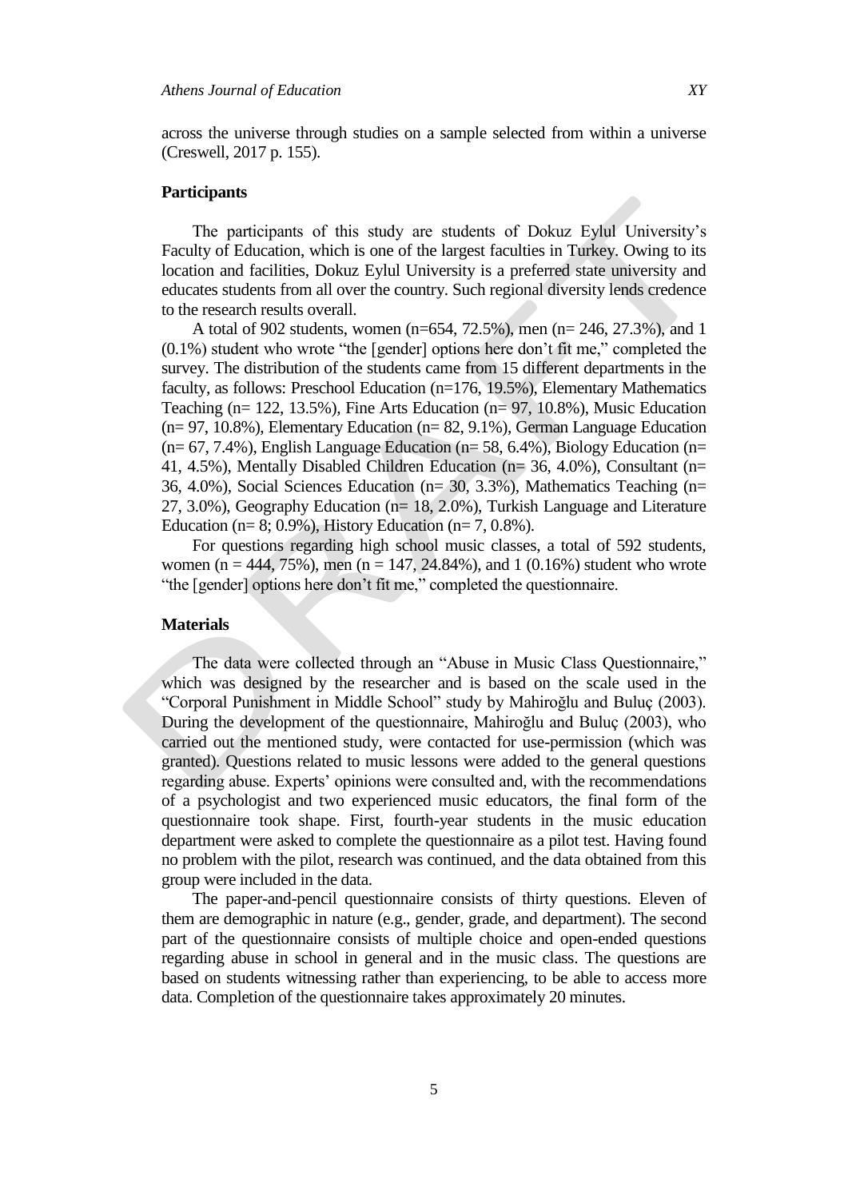across the universe through studies on a sample selected from within a universe (Creswell, 2017 p. 155).

### Participants

The participants of this study are students of Dokuz Eylul University's Faculty of Education, which is one of the largest faculties in Turkey. Owing to its location and facilities, Dokuz Eylul University is a preferred state university and educates students from all over the country. Such regional diversity lends credence to the research results overall.

A total of 902 students, women (n=654, 72.5%), men (n= 246, 27.3%), and 1 (0.1%) student who wrote "the [gender] options here don't fit me," completed the survey. The distribution of the students came from 15 different departments in the faculty, as follows: Preschool Education (n=176, 19.5%), Elementary Mathematics Teaching (n= 122, 13.5%), Fine Arts Education (n= 97, 10.8%), Music Education (n= 97, 10.8%), Elementary Education (n= 82, 9.1%), German Language Education (n= 67, 7.4%), English Language Education (n= 58, 6.4%), Biology Education (n= 41, 4.5%), Mentally Disabled Children Education (n= 36, 4.0%), Consultant (n= 36, 4.0%), Social Sciences Education (n= 30, 3.3%), Mathematics Teaching (n= 27, 3.0%), Geography Education (n= 18, 2.0%), Turkish Language and Literature Education (n= 8; 0.9%), History Education (n= 7, 0.8%).

For questions regarding high school music classes, a total of 592 students, women (n = 444, 75%), men (n = 147, 24.84%), and 1 (0.16%) student who wrote "the [gender] options here don't fit me," completed the questionnaire.

### Materials

The data were collected through an "Abuse in Music Class Questionnaire," which was designed by the researcher and is based on the scale used in the "Corporal Punishment in Middle School" study by Mahiroğlu and Buluç (2003). During the development of the questionnaire, Mahiroğlu and Buluç (2003), who carried out the mentioned study, were contacted for use-permission (which was granted). Questions related to music lessons were added to the general questions regarding abuse. Experts' opinions were consulted and, with the recommendations of a psychologist and two experienced music educators, the final form of the questionnaire took shape. First, fourth-year students in the music education department were asked to complete the questionnaire as a pilot test. Having found no problem with the pilot, research was continued, and the data obtained from this group were included in the data.

The paper-and-pencil questionnaire consists of thirty questions. Eleven of them are demographic in nature (e.g., gender, grade, and department). The second part of the questionnaire consists of multiple choice and open-ended questions regarding abuse in school in general and in the music class. The questions are based on students witnessing rather than experiencing, to be able to access more data. Completion of the questionnaire takes approximately 20 minutes.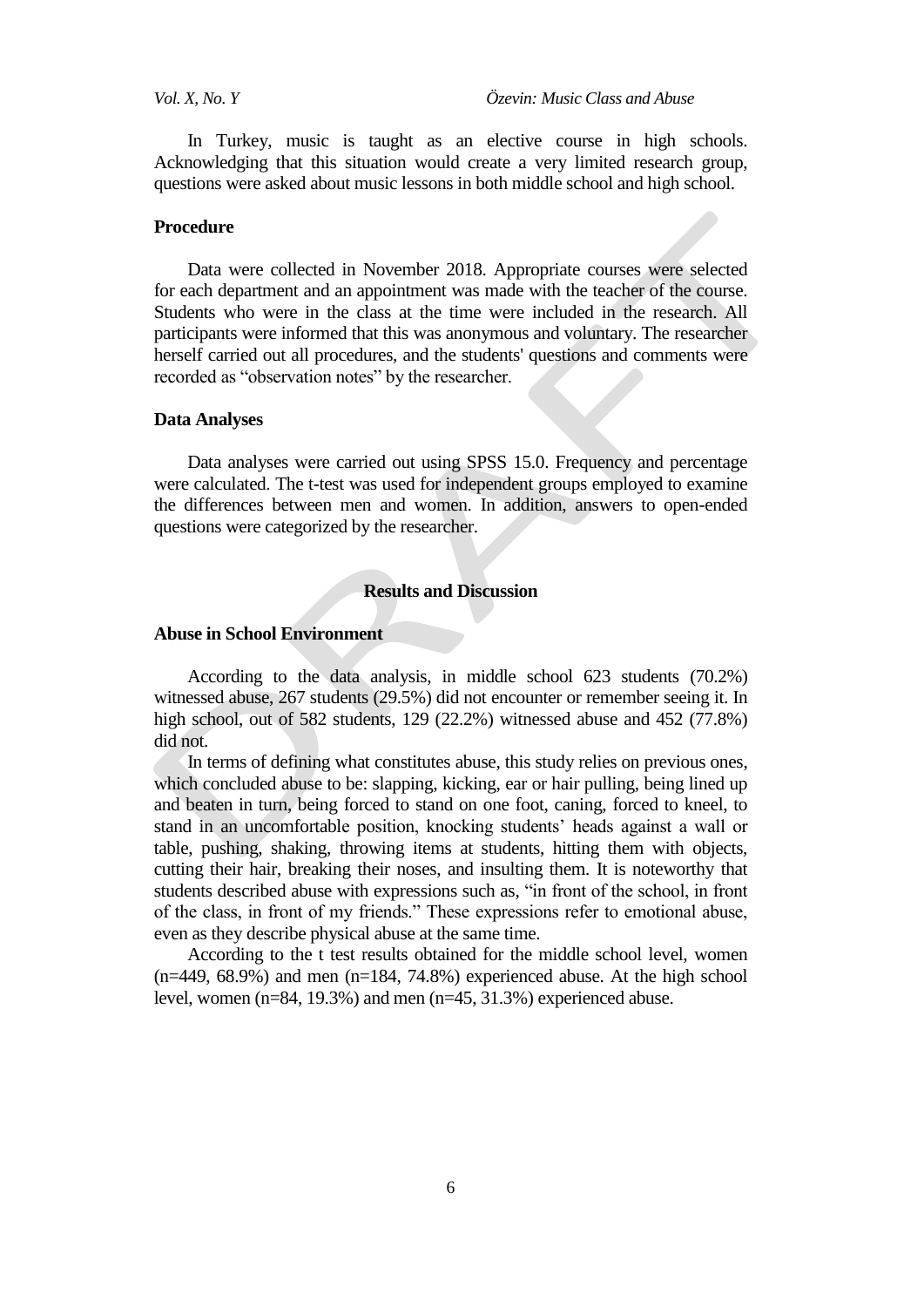In Turkey, music is taught as an elective course in high schools. Acknowledging that this situation would create a very limited research group, questions were asked about music lessons in both middle school and high school.

### Procedure

Data were collected in November 2018. Appropriate courses were selected for each department and an appointment was made with the teacher of the course. Students who were in the class at the time were included in the research. All participants were informed that this was anonymous and voluntary. The researcher herself carried out all procedures, and the students' questions and comments were recorded as "observation notes" by the researcher.

### Data Analyses

Data analyses were carried out using SPSS 15.0. Frequency and percentage were calculated. The t-test was used for independent groups employed to examine the differences between men and women. In addition, answers to open-ended questions were categorized by the researcher.

## Results and Discussion

### Abuse in School Environment

According to the data analysis, in middle school 623 students (70.2%) witnessed abuse, 267 students (29.5%) did not encounter or remember seeing it. In high school, out of 582 students, 129 (22.2%) witnessed abuse and 452 (77.8%) did not.

In terms of defining what constitutes abuse, this study relies on previous ones, which concluded abuse to be: slapping, kicking, ear or hair pulling, being lined up and beaten in turn, being forced to stand on one foot, caning, forced to kneel, to stand in an uncomfortable position, knocking students' heads against a wall or table, pushing, shaking, throwing items at students, hitting them with objects, cutting their hair, breaking their noses, and insulting them. It is noteworthy that students described abuse with expressions such as, "in front of the school, in front of the class, in front of my friends." These expressions refer to emotional abuse, even as they describe physical abuse at the same time.

According to the t test results obtained for the middle school level, women (n=449, 68.9%) and men (n=184, 74.8%) experienced abuse. At the high school level, women (n=84, 19.3%) and men (n=45, 31.3%) experienced abuse.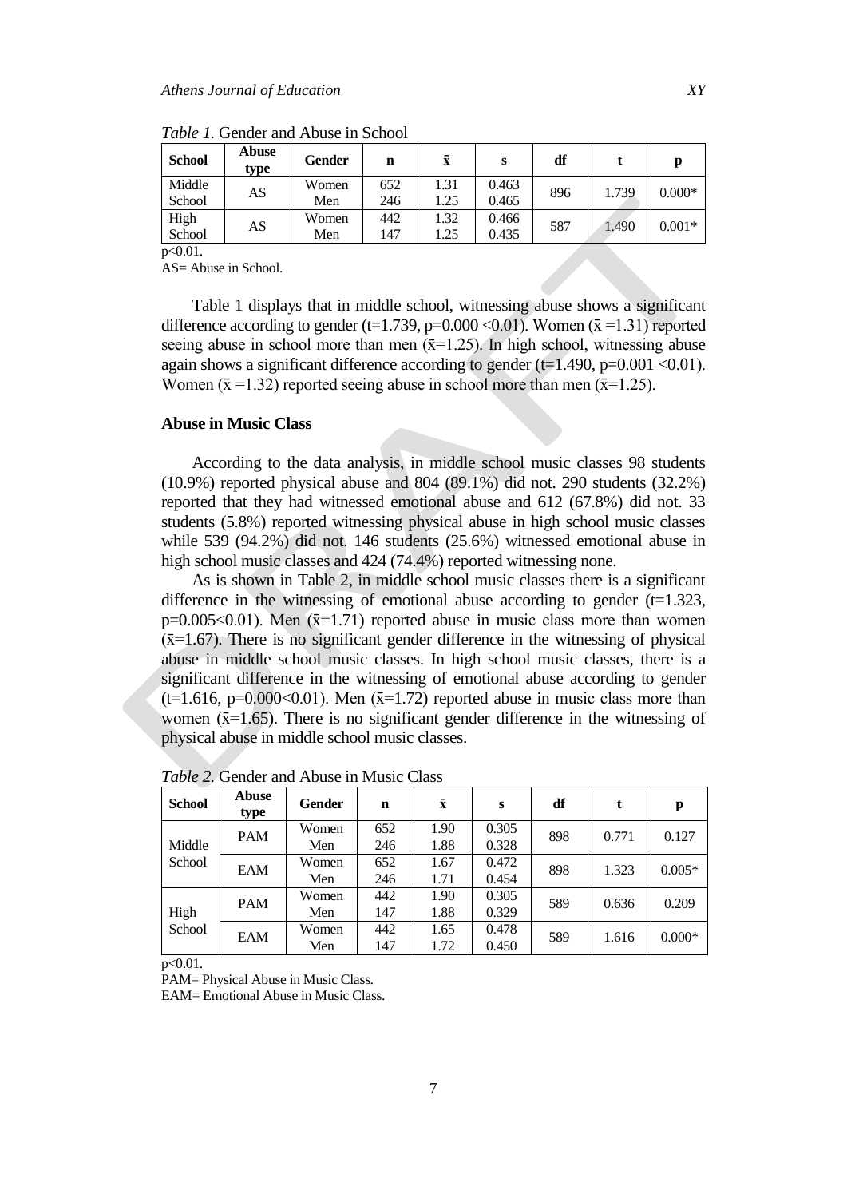*Table 1.* Gender and Abuse in School

| School | Abuse type | Gender | n | x̄ | s | df | t | p |
|---|---|---|---|---|---|---|---|---|
| Middle School | AS | Women<br>Men | 652<br>246 | 1.31<br>1.25 | 0.463<br>0.465 | 896 | 1.739 | 0.000* |
| High School | AS | Women<br>Men | 442<br>147 | 1.32<br>1.25 | 0.466<br>0.435 | 587 | 1.490 | 0.001* |

$p<0.01$.
AS= Abuse in School.

Table 1 displays that in middle school, witnessing abuse shows a significant difference according to gender ($t=1.739$, $p=0.000 <0.01$). Women ($\bar{x}=1.31$) reported seeing abuse in school more than men ($\bar{x}=1.25$). In high school, witnessing abuse again shows a significant difference according to gender ($t=1.490$, $p=0.001 <0.01$). Women ($\bar{x}=1.32$) reported seeing abuse in school more than men ($\bar{x}=1.25$).

### Abuse in Music Class

According to the data analysis, in middle school music classes 98 students (10.9%) reported physical abuse and 804 (89.1%) did not. 290 students (32.2%) reported that they had witnessed emotional abuse and 612 (67.8%) did not. 33 students (5.8%) reported witnessing physical abuse in high school music classes while 539 (94.2%) did not. 146 students (25.6%) witnessed emotional abuse in high school music classes and 424 (74.4%) reported witnessing none.

As is shown in Table 2, in middle school music classes there is a significant difference in the witnessing of emotional abuse according to gender ($t=1.323$, $p=0.005<0.01$). Men ($\bar{x}=1.71$) reported abuse in music class more than women ($\bar{x}=1.67$). There is no significant gender difference in the witnessing of physical abuse in middle school music classes. In high school music classes, there is a significant difference in the witnessing of emotional abuse according to gender ($t=1.616$, $p=0.000<0.01$). Men ($\bar{x}=1.72$) reported abuse in music class more than women ($\bar{x}=1.65$). There is no significant gender difference in the witnessing of physical abuse in middle school music classes.

*Table 2.* Gender and Abuse in Music Class

| School | Abuse type | Gender | n | x̄ | s | df | t | p |
|---|---|---|---|---|---|---|---|---|
| Middle School | PAM | Women<br>Men | 652<br>246 | 1.90<br>1.88 | 0.305<br>0.328 | 898 | 0.771 | 0.127 |
| | EAM | Women<br>Men | 652<br>246 | 1.67<br>1.71 | 0.472<br>0.454 | 898 | 1.323 | 0.005* |
| High School | PAM | Women<br>Men | 442<br>147 | 1.90<br>1.88 | 0.305<br>0.329 | 589 | 0.636 | 0.209 |
| | EAM | Women<br>Men | 442<br>147 | 1.65<br>1.72 | 0.478<br>0.450 | 589 | 1.616 | 0.000* |

$p<0.01$.
PAM= Physical Abuse in Music Class.
EAM= Emotional Abuse in Music Class.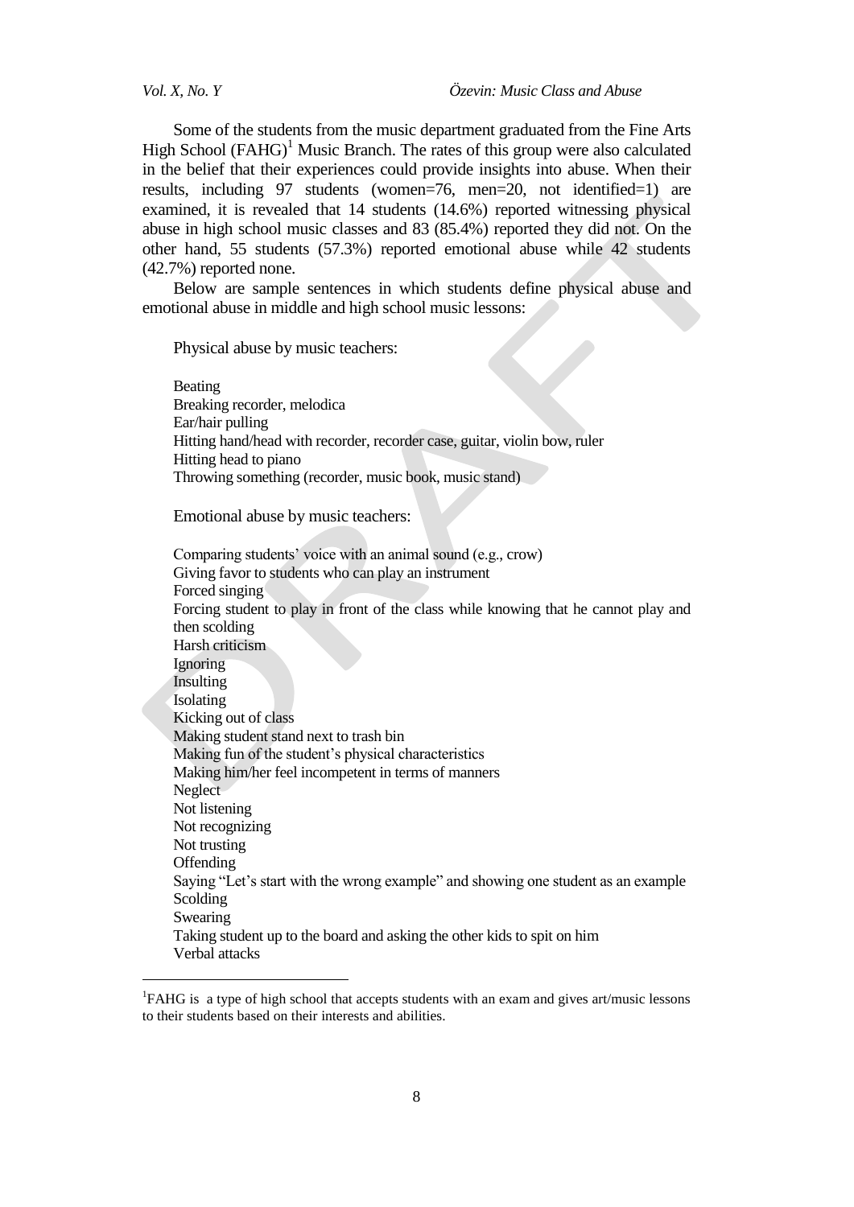Some of the students from the music department graduated from the Fine Arts High School (FAHG)[1] Music Branch. The rates of this group were also calculated in the belief that their experiences could provide insights into abuse. When their results, including 97 students (women=76, men=20, not identified=1) are examined, it is revealed that 14 students (14.6%) reported witnessing physical abuse in high school music classes and 83 (85.4%) reported they did not. On the other hand, 55 students (57.3%) reported emotional abuse while 42 students (42.7%) reported none.

Below are sample sentences in which students define physical abuse and emotional abuse in middle and high school music lessons:

Physical abuse by music teachers:

Beating
Breaking recorder, melodica
Ear/hair pulling
Hitting hand/head with recorder, recorder case, guitar, violin bow, ruler
Hitting head to piano
Throwing something (recorder, music book, music stand)

Emotional abuse by music teachers:

Comparing students' voice with an animal sound (e.g., crow)
Giving favor to students who can play an instrument
Forced singing
Forcing student to play in front of the class while knowing that he cannot play and then scolding
Harsh criticism
Ignoring
Insulting
Isolating
Kicking out of class
Making student stand next to trash bin
Making fun of the student's physical characteristics
Making him/her feel incompetent in terms of manners
Neglect
Not listening
Not recognizing
Not trusting
Offending
Saying "Let's start with the wrong example" and showing one student as an example
Scolding
Swearing
Taking student up to the board and asking the other kids to spit on him
Verbal attacks

[1]FAHG is a type of high school that accepts students with an exam and gives art/music lessons to their students based on their interests and abilities.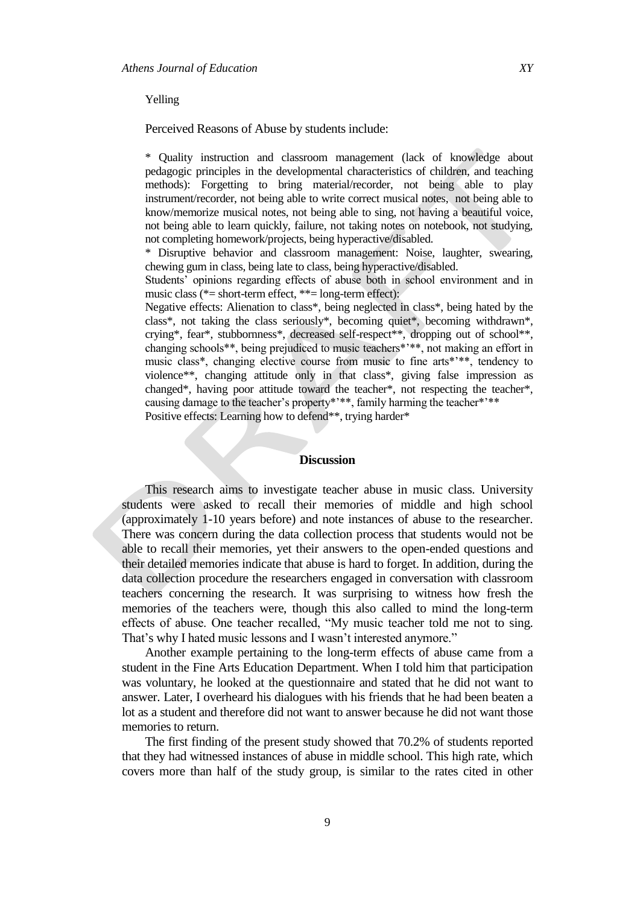Yelling

Perceived Reasons of Abuse by students include:

* Quality instruction and classroom management (lack of knowledge about pedagogic principles in the developmental characteristics of children, and teaching methods): Forgetting to bring material/recorder, not being able to play instrument/recorder, not being able to write correct musical notes, not being able to know/memorize musical notes, not being able to sing, not having a beautiful voice, not being able to learn quickly, failure, not taking notes on notebook, not studying, not completing homework/projects, being hyperactive/disabled.

* Disruptive behavior and classroom management: Noise, laughter, swearing, chewing gum in class, being late to class, being hyperactive/disabled.

Students' opinions regarding effects of abuse both in school environment and in music class (*= short-term effect, **= long-term effect):

Negative effects: Alienation to class*, being neglected in class*, being hated by the class*, not taking the class seriously*, becoming quiet*, becoming withdrawn*, crying*, fear*, stubbornness*, decreased self-respect**, dropping out of school**, changing schools**, being prejudiced to music teachers*'**, not making an effort in music class*, changing elective course from music to fine arts*'**, tendency to violence**, changing attitude only in that class*, giving false impression as changed*, having poor attitude toward the teacher*, not respecting the teacher*, causing damage to the teacher's property*'**, family harming the teacher*'**

Positive effects: Learning how to defend**, trying harder*

## Discussion

This research aims to investigate teacher abuse in music class. University students were asked to recall their memories of middle and high school (approximately 1-10 years before) and note instances of abuse to the researcher. There was concern during the data collection process that students would not be able to recall their memories, yet their answers to the open-ended questions and their detailed memories indicate that abuse is hard to forget. In addition, during the data collection procedure the researchers engaged in conversation with classroom teachers concerning the research. It was surprising to witness how fresh the memories of the teachers were, though this also called to mind the long-term effects of abuse. One teacher recalled, "My music teacher told me not to sing. That's why I hated music lessons and I wasn't interested anymore."

Another example pertaining to the long-term effects of abuse came from a student in the Fine Arts Education Department. When I told him that participation was voluntary, he looked at the questionnaire and stated that he did not want to answer. Later, I overheard his dialogues with his friends that he had been beaten a lot as a student and therefore did not want to answer because he did not want those memories to return.

The first finding of the present study showed that 70.2% of students reported that they had witnessed instances of abuse in middle school. This high rate, which covers more than half of the study group, is similar to the rates cited in other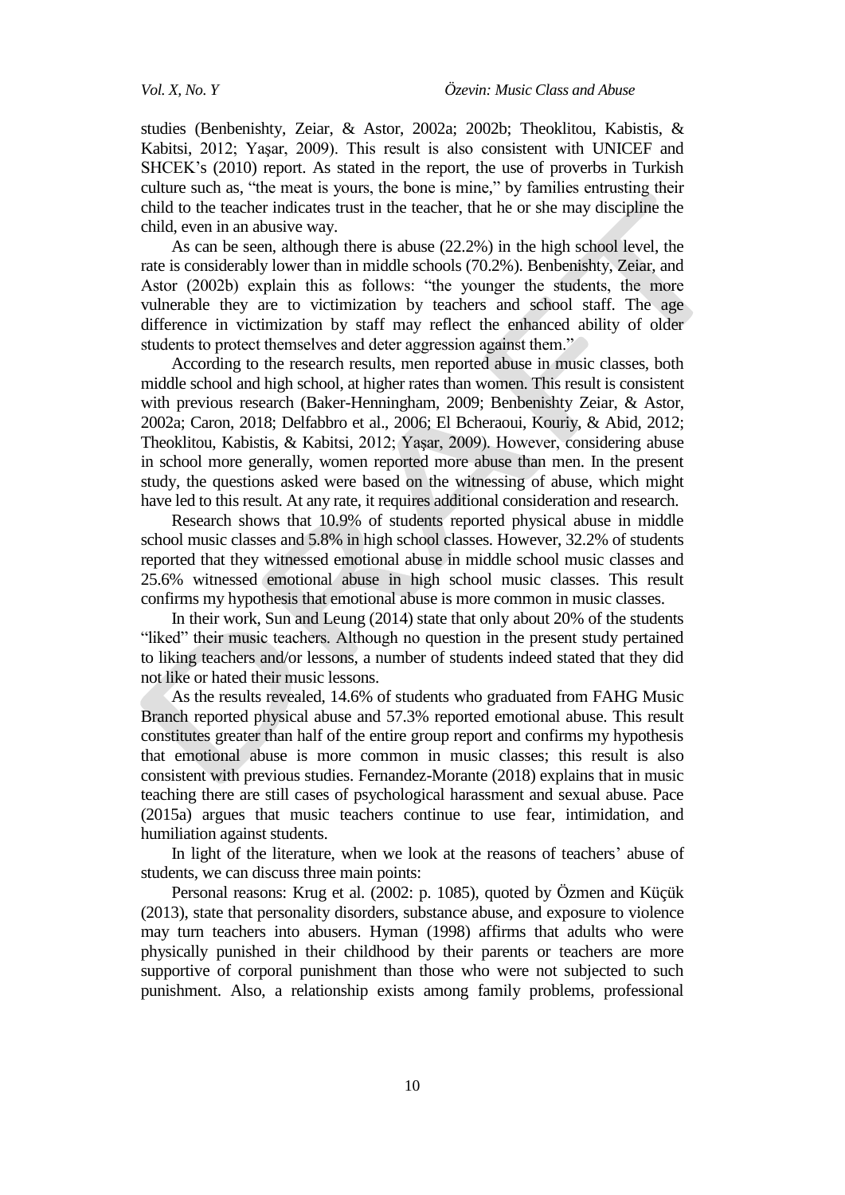studies (Benbenishty, Zeiar, & Astor, 2002a; 2002b; Theoklitou, Kabistis, & Kabitsi, 2012; Yaşar, 2009). This result is also consistent with UNICEF and SHCEK's (2010) report. As stated in the report, the use of proverbs in Turkish culture such as, "the meat is yours, the bone is mine," by families entrusting their child to the teacher indicates trust in the teacher, that he or she may discipline the child, even in an abusive way.

As can be seen, although there is abuse (22.2%) in the high school level, the rate is considerably lower than in middle schools (70.2%). Benbenishty, Zeiar, and Astor (2002b) explain this as follows: "the younger the students, the more vulnerable they are to victimization by teachers and school staff. The age difference in victimization by staff may reflect the enhanced ability of older students to protect themselves and deter aggression against them."

According to the research results, men reported abuse in music classes, both middle school and high school, at higher rates than women. This result is consistent with previous research (Baker-Henningham, 2009; Benbenishty Zeiar, & Astor, 2002a; Caron, 2018; Delfabbro et al., 2006; El Bcheraoui, Kouriy, & Abid, 2012; Theoklitou, Kabistis, & Kabitsi, 2012; Yaşar, 2009). However, considering abuse in school more generally, women reported more abuse than men. In the present study, the questions asked were based on the witnessing of abuse, which might have led to this result. At any rate, it requires additional consideration and research.

Research shows that 10.9% of students reported physical abuse in middle school music classes and 5.8% in high school classes. However, 32.2% of students reported that they witnessed emotional abuse in middle school music classes and 25.6% witnessed emotional abuse in high school music classes. This result confirms my hypothesis that emotional abuse is more common in music classes.

In their work, Sun and Leung (2014) state that only about 20% of the students "liked" their music teachers. Although no question in the present study pertained to liking teachers and/or lessons, a number of students indeed stated that they did not like or hated their music lessons.

As the results revealed, 14.6% of students who graduated from FAHG Music Branch reported physical abuse and 57.3% reported emotional abuse. This result constitutes greater than half of the entire group report and confirms my hypothesis that emotional abuse is more common in music classes; this result is also consistent with previous studies. Fernandez-Morante (2018) explains that in music teaching there are still cases of psychological harassment and sexual abuse. Pace (2015a) argues that music teachers continue to use fear, intimidation, and humiliation against students.

In light of the literature, when we look at the reasons of teachers' abuse of students, we can discuss three main points:

Personal reasons: Krug et al. (2002: p. 1085), quoted by Özmen and Küçük (2013), state that personality disorders, substance abuse, and exposure to violence may turn teachers into abusers. Hyman (1998) affirms that adults who were physically punished in their childhood by their parents or teachers are more supportive of corporal punishment than those who were not subjected to such punishment. Also, a relationship exists among family problems, professional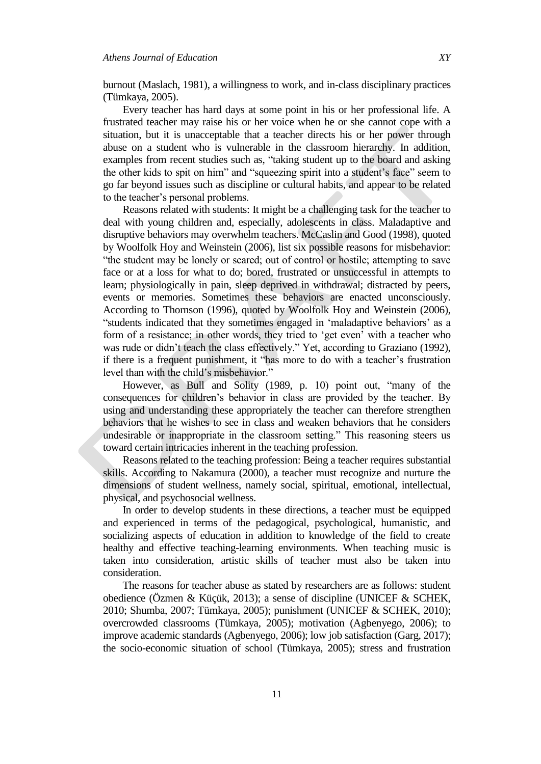burnout (Maslach, 1981), a willingness to work, and in-class disciplinary practices (Tümkaya, 2005).

Every teacher has hard days at some point in his or her professional life. A frustrated teacher may raise his or her voice when he or she cannot cope with a situation, but it is unacceptable that a teacher directs his or her power through abuse on a student who is vulnerable in the classroom hierarchy. In addition, examples from recent studies such as, "taking student up to the board and asking the other kids to spit on him" and "squeezing spirit into a student's face" seem to go far beyond issues such as discipline or cultural habits, and appear to be related to the teacher's personal problems.

Reasons related with students: It might be a challenging task for the teacher to deal with young children and, especially, adolescents in class. Maladaptive and disruptive behaviors may overwhelm teachers. McCaslin and Good (1998), quoted by Woolfolk Hoy and Weinstein (2006), list six possible reasons for misbehavior: "the student may be lonely or scared; out of control or hostile; attempting to save face or at a loss for what to do; bored, frustrated or unsuccessful in attempts to learn; physiologically in pain, sleep deprived in withdrawal; distracted by peers, events or memories. Sometimes these behaviors are enacted unconsciously. According to Thornson (1996), quoted by Woolfolk Hoy and Weinstein (2006), "students indicated that they sometimes engaged in 'maladaptive behaviors' as a form of a resistance; in other words, they tried to 'get even' with a teacher who was rude or didn't teach the class effectively." Yet, according to Graziano (1992), if there is a frequent punishment, it "has more to do with a teacher's frustration level than with the child's misbehavior."

However, as Bull and Solity (1989, p. 10) point out, "many of the consequences for children's behavior in class are provided by the teacher. By using and understanding these appropriately the teacher can therefore strengthen behaviors that he wishes to see in class and weaken behaviors that he considers undesirable or inappropriate in the classroom setting." This reasoning steers us toward certain intricacies inherent in the teaching profession.

Reasons related to the teaching profession: Being a teacher requires substantial skills. According to Nakamura (2000), a teacher must recognize and nurture the dimensions of student wellness, namely social, spiritual, emotional, intellectual, physical, and psychosocial wellness.

In order to develop students in these directions, a teacher must be equipped and experienced in terms of the pedagogical, psychological, humanistic, and socializing aspects of education in addition to knowledge of the field to create healthy and effective teaching-learning environments. When teaching music is taken into consideration, artistic skills of teacher must also be taken into consideration.

The reasons for teacher abuse as stated by researchers are as follows: student obedience (Özmen & Küçük, 2013); a sense of discipline (UNICEF & SCHEK, 2010; Shumba, 2007; Tümkaya, 2005); punishment (UNICEF & SCHEK, 2010); overcrowded classrooms (Tümkaya, 2005); motivation (Agbenyego, 2006); to improve academic standards (Agbenyego, 2006); low job satisfaction (Garg, 2017); the socio-economic situation of school (Tümkaya, 2005); stress and frustration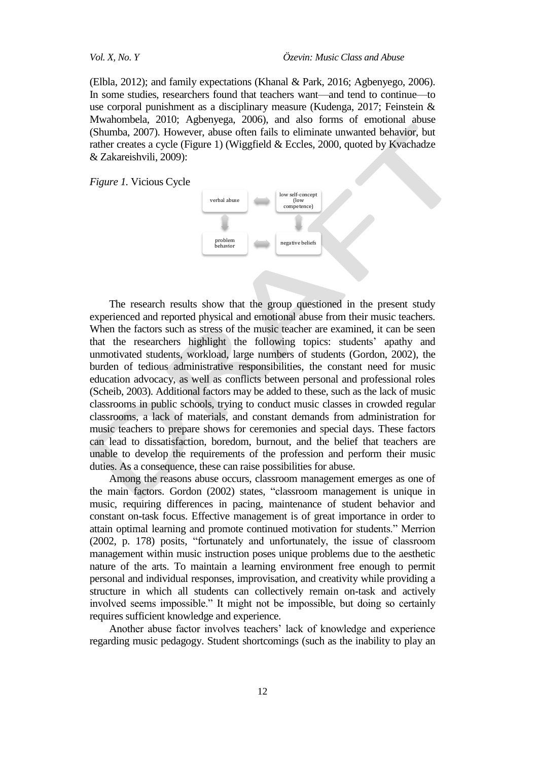(Elbla, 2012); and family expectations (Khanal & Park, 2016; Agbenyego, 2006). In some studies, researchers found that teachers want—and tend to continue—to use corporal punishment as a disciplinary measure (Kudenga, 2017; Feinstein & Mwahombela, 2010; Agbenyega, 2006), and also forms of emotional abuse (Shumba, 2007). However, abuse often fails to eliminate unwanted behavior, but rather creates a cycle (Figure 1) (Wiggfield & Eccles, 2000, quoted by Kvachadze & Zakareishvili, 2009):

*Figure 1.* Vicious Cycle

The research results show that the group questioned in the present study experienced and reported physical and emotional abuse from their music teachers. When the factors such as stress of the music teacher are examined, it can be seen that the researchers highlight the following topics: students' apathy and unmotivated students, workload, large numbers of students (Gordon, 2002), the burden of tedious administrative responsibilities, the constant need for music education advocacy, as well as conflicts between personal and professional roles (Scheib, 2003). Additional factors may be added to these, such as the lack of music classrooms in public schools, trying to conduct music classes in crowded regular classrooms, a lack of materials, and constant demands from administration for music teachers to prepare shows for ceremonies and special days. These factors can lead to dissatisfaction, boredom, burnout, and the belief that teachers are unable to develop the requirements of the profession and perform their music duties. As a consequence, these can raise possibilities for abuse.

Among the reasons abuse occurs, classroom management emerges as one of the main factors. Gordon (2002) states, "classroom management is unique in music, requiring differences in pacing, maintenance of student behavior and constant on-task focus. Effective management is of great importance in order to attain optimal learning and promote continued motivation for students." Merrion (2002, p. 178) posits, "fortunately and unfortunately, the issue of classroom management within music instruction poses unique problems due to the aesthetic nature of the arts. To maintain a learning environment free enough to permit personal and individual responses, improvisation, and creativity while providing a structure in which all students can collectively remain on-task and actively involved seems impossible." It might not be impossible, but doing so certainly requires sufficient knowledge and experience.

Another abuse factor involves teachers' lack of knowledge and experience regarding music pedagogy. Student shortcomings (such as the inability to play an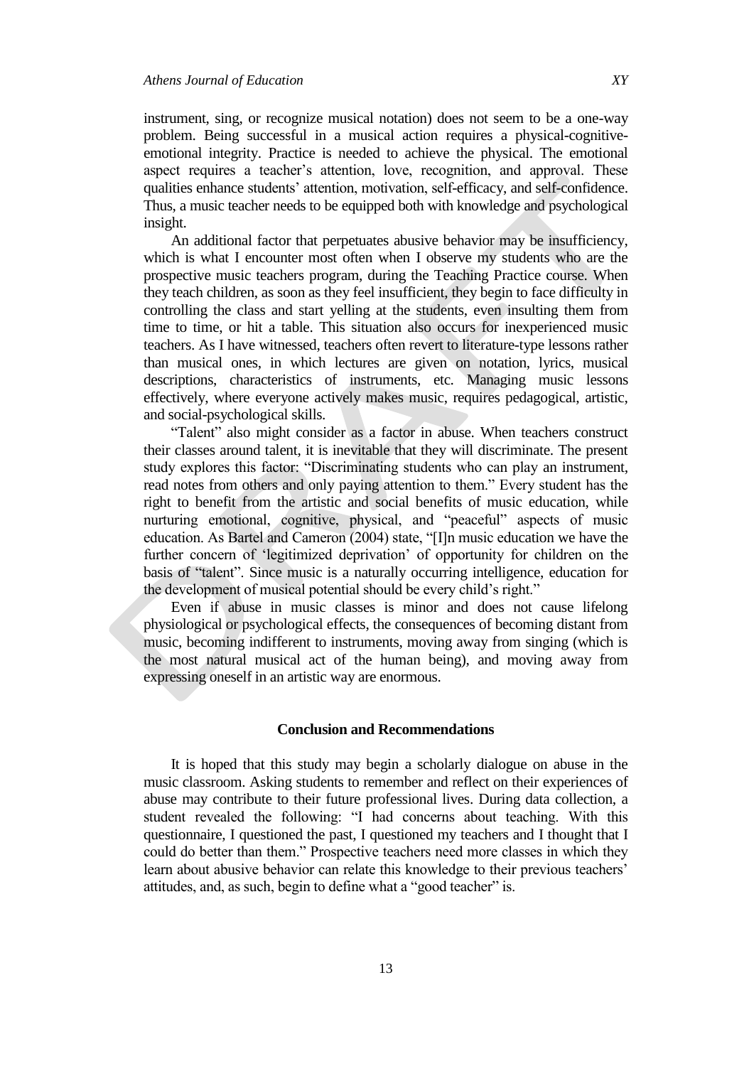instrument, sing, or recognize musical notation) does not seem to be a one-way problem. Being successful in a musical action requires a physical-cognitive-emotional integrity. Practice is needed to achieve the physical. The emotional aspect requires a teacher's attention, love, recognition, and approval. These qualities enhance students' attention, motivation, self-efficacy, and self-confidence. Thus, a music teacher needs to be equipped both with knowledge and psychological insight.

An additional factor that perpetuates abusive behavior may be insufficiency, which is what I encounter most often when I observe my students who are the prospective music teachers program, during the Teaching Practice course. When they teach children, as soon as they feel insufficient, they begin to face difficulty in controlling the class and start yelling at the students, even insulting them from time to time, or hit a table. This situation also occurs for inexperienced music teachers. As I have witnessed, teachers often revert to literature-type lessons rather than musical ones, in which lectures are given on notation, lyrics, musical descriptions, characteristics of instruments, etc. Managing music lessons effectively, where everyone actively makes music, requires pedagogical, artistic, and social-psychological skills.

"Talent" also might consider as a factor in abuse. When teachers construct their classes around talent, it is inevitable that they will discriminate. The present study explores this factor: "Discriminating students who can play an instrument, read notes from others and only paying attention to them." Every student has the right to benefit from the artistic and social benefits of music education, while nurturing emotional, cognitive, physical, and "peaceful" aspects of music education. As Bartel and Cameron (2004) state, "[I]n music education we have the further concern of 'legitimized deprivation' of opportunity for children on the basis of "talent". Since music is a naturally occurring intelligence, education for the development of musical potential should be every child's right."

Even if abuse in music classes is minor and does not cause lifelong physiological or psychological effects, the consequences of becoming distant from music, becoming indifferent to instruments, moving away from singing (which is the most natural musical act of the human being), and moving away from expressing oneself in an artistic way are enormous.

## Conclusion and Recommendations

It is hoped that this study may begin a scholarly dialogue on abuse in the music classroom. Asking students to remember and reflect on their experiences of abuse may contribute to their future professional lives. During data collection, a student revealed the following: "I had concerns about teaching. With this questionnaire, I questioned the past, I questioned my teachers and I thought that I could do better than them." Prospective teachers need more classes in which they learn about abusive behavior can relate this knowledge to their previous teachers' attitudes, and, as such, begin to define what a "good teacher" is.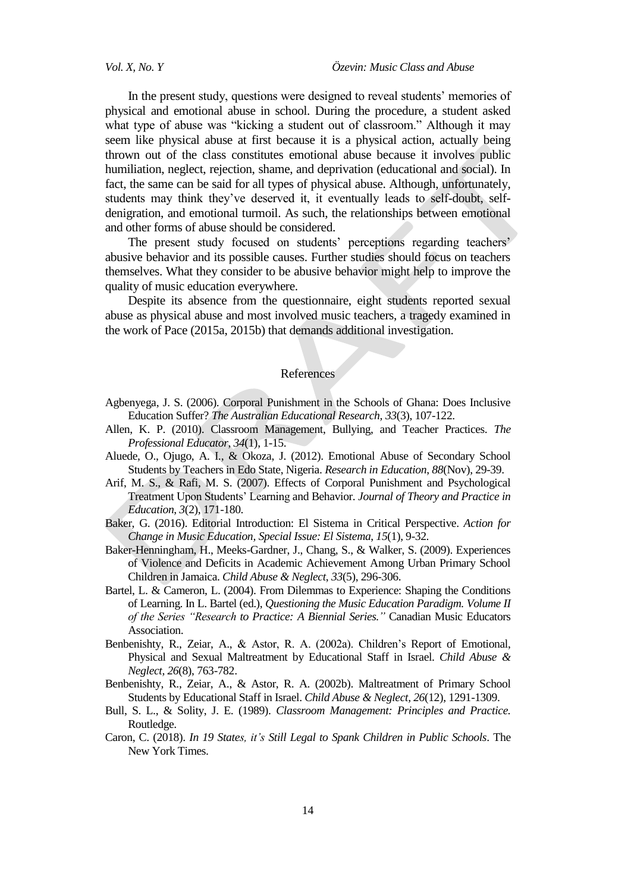In the present study, questions were designed to reveal students' memories of physical and emotional abuse in school. During the procedure, a student asked what type of abuse was "kicking a student out of classroom." Although it may seem like physical abuse at first because it is a physical action, actually being thrown out of the class constitutes emotional abuse because it involves public humiliation, neglect, rejection, shame, and deprivation (educational and social). In fact, the same can be said for all types of physical abuse. Although, unfortunately, students may think they've deserved it, it eventually leads to self-doubt, self-denigration, and emotional turmoil. As such, the relationships between emotional and other forms of abuse should be considered.

The present study focused on students' perceptions regarding teachers' abusive behavior and its possible causes. Further studies should focus on teachers themselves. What they consider to be abusive behavior might help to improve the quality of music education everywhere.

Despite its absence from the questionnaire, eight students reported sexual abuse as physical abuse and most involved music teachers, a tragedy examined in the work of Pace (2015a, 2015b) that demands additional investigation.

## References

Agbenyega, J. S. (2006). Corporal Punishment in the Schools of Ghana: Does Inclusive Education Suffer? *The Australian Educational Research, 33*(3), 107-122.

Allen, K. P. (2010). Classroom Management, Bullying, and Teacher Practices. *The Professional Educator, 34*(1), 1-15.

Aluede, O., Ojugo, A. I., & Okoza, J. (2012). Emotional Abuse of Secondary School Students by Teachers in Edo State, Nigeria. *Research in Education, 88*(Nov), 29-39.

Arif, M. S., & Rafi, M. S. (2007). Effects of Corporal Punishment and Psychological Treatment Upon Students' Learning and Behavior. *Journal of Theory and Practice in Education, 3*(2), 171-180.

Baker, G. (2016). Editorial Introduction: El Sistema in Critical Perspective. *Action for Change in Music Education, Special Issue: El Sistema, 15*(1), 9-32.

Baker-Henningham, H., Meeks-Gardner, J., Chang, S., & Walker, S. (2009). Experiences of Violence and Deficits in Academic Achievement Among Urban Primary School Children in Jamaica. *Child Abuse & Neglect, 33*(5), 296-306.

Bartel, L. & Cameron, L. (2004). From Dilemmas to Experience: Shaping the Conditions of Learning. In L. Bartel (ed.), *Questioning the Music Education Paradigm. Volume II of the Series "Research to Practice: A Biennial Series."* Canadian Music Educators Association.

Benbenishty, R., Zeiar, A., & Astor, R. A. (2002a). Children's Report of Emotional, Physical and Sexual Maltreatment by Educational Staff in Israel. *Child Abuse & Neglect, 26*(8), 763-782.

Benbenishty, R., Zeiar, A., & Astor, R. A. (2002b). Maltreatment of Primary School Students by Educational Staff in Israel. *Child Abuse & Neglect, 26*(12), 1291-1309.

Bull, S. L., & Solity, J. E. (1989). *Classroom Management: Principles and Practice.* Routledge.

Caron, C. (2018). *In 19 States, it's Still Legal to Spank Children in Public Schools*. The New York Times.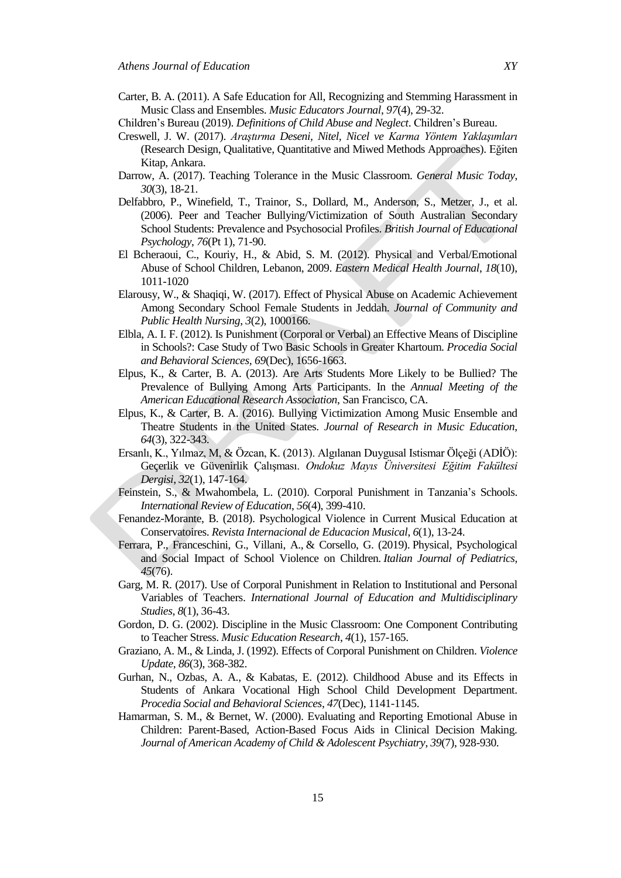Carter, B. A. (2011). A Safe Education for All, Recognizing and Stemming Harassment in Music Class and Ensembles. *Music Educators Journal*, *97*(4), 29-32.

Children's Bureau (2019). *Definitions of Child Abuse and Neglect*. Children's Bureau.

Creswell, J. W. (2017). *Araştırma Deseni, Nitel, Nicel ve Karma Yöntem Yaklaşımları* (Research Design, Qualitative, Quantitative and Miwed Methods Approaches). Eğiten Kitap, Ankara.

Darrow, A. (2017). Teaching Tolerance in the Music Classroom. *General Music Today*, *30*(3), 18-21.

Delfabbro, P., Winefield, T., Trainor, S., Dollard, M., Anderson, S., Metzer, J., et al. (2006). Peer and Teacher Bullying/Victimization of South Australian Secondary School Students: Prevalence and Psychosocial Profiles. *British Journal of Educational Psychology*, *76*(Pt 1), 71-90.

El Bcheraoui, C., Kouriy, H., & Abid, S. M. (2012). Physical and Verbal/Emotional Abuse of School Children, Lebanon, 2009. *Eastern Medical Health Journal*, *18*(10), 1011-1020

Elarousy, W., & Shaqiqi, W. (2017). Effect of Physical Abuse on Academic Achievement Among Secondary School Female Students in Jeddah. *Journal of Community and Public Health Nursing*, *3*(2), 1000166.

Elbla, A. I. F. (2012). Is Punishment (Corporal or Verbal) an Effective Means of Discipline in Schools?: Case Study of Two Basic Schools in Greater Khartoum. *Procedia Social and Behavioral Sciences*, *69*(Dec), 1656-1663.

Elpus, K., & Carter, B. A. (2013). Are Arts Students More Likely to be Bullied? The Prevalence of Bullying Among Arts Participants. In the *Annual Meeting of the American Educational Research Association*, San Francisco, CA.

Elpus, K., & Carter, B. A. (2016). Bullying Victimization Among Music Ensemble and Theatre Students in the United States. *Journal of Research in Music Education*, *64*(3), 322-343.

Ersanlı, K., Yılmaz, M, & Özcan, K. (2013). Algılanan Duygusal Istismar Ölçeği (ADİÖ): Geçerlik ve Güvenirlik Çalışması. *Ondokuz Mayıs Üniversitesi Eğitim Fakültesi Dergisi*, *32*(1), 147-164.

Feinstein, S., & Mwahombela, L. (2010). Corporal Punishment in Tanzania's Schools. *International Review of Education*, *56*(4), 399-410.

Fenandez-Morante, B. (2018). Psychological Violence in Current Musical Education at Conservatoires. *Revista Internacional de Educacion Musical*, *6*(1), 13-24.

Ferrara, P., Franceschini, G., Villani, A., & Corsello, G. (2019). Physical, Psychological and Social Impact of School Violence on Children. *Italian Journal of Pediatrics*, *45*(76).

Garg, M. R. (2017). Use of Corporal Punishment in Relation to Institutional and Personal Variables of Teachers. *International Journal of Education and Multidisciplinary Studies*, *8*(1), 36-43.

Gordon, D. G. (2002). Discipline in the Music Classroom: One Component Contributing to Teacher Stress. *Music Education Research*, *4*(1), 157-165.

Graziano, A. M., & Linda, J. (1992). Effects of Corporal Punishment on Children. *Violence Update*, *86*(3), 368-382.

Gurhan, N., Ozbas, A. A., & Kabatas, E. (2012). Childhood Abuse and its Effects in Students of Ankara Vocational High School Child Development Department. *Procedia Social and Behavioral Sciences*, *47*(Dec), 1141-1145.

Hamarman, S. M., & Bernet, W. (2000). Evaluating and Reporting Emotional Abuse in Children: Parent-Based, Action-Based Focus Aids in Clinical Decision Making. *Journal of American Academy of Child & Adolescent Psychiatry*, *39*(7), 928-930.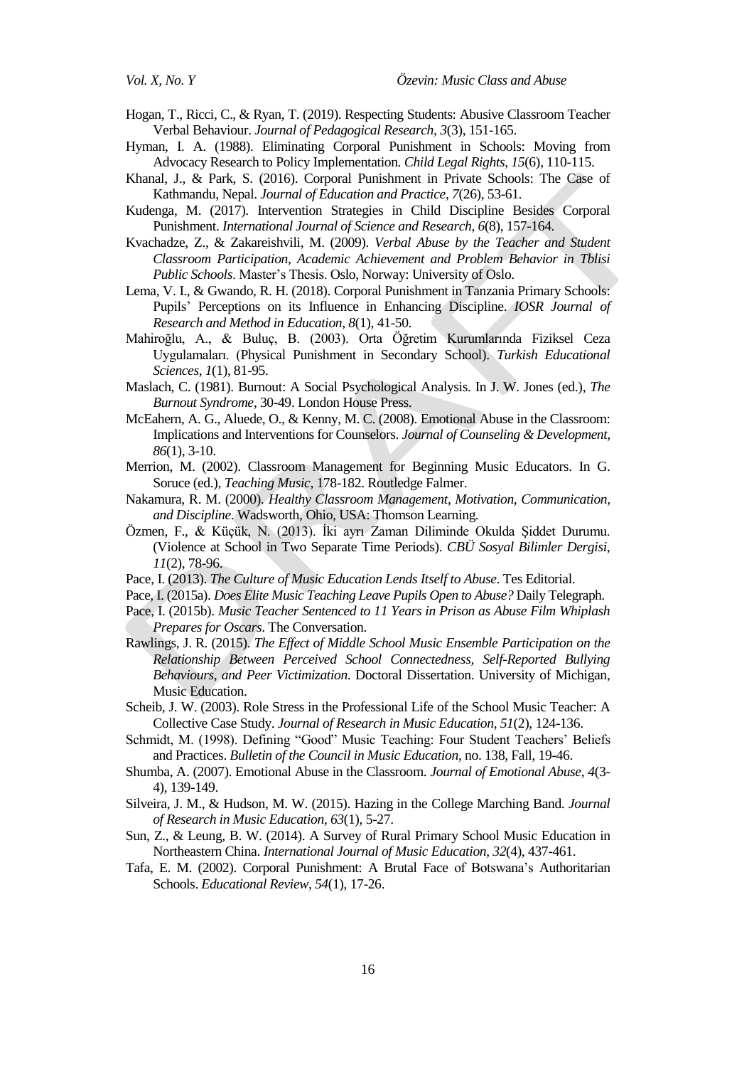Hogan, T., Ricci, C., & Ryan, T. (2019). Respecting Students: Abusive Classroom Teacher Verbal Behaviour. *Journal of Pedagogical Research*, *3*(3), 151-165.

Hyman, I. A. (1988). Eliminating Corporal Punishment in Schools: Moving from Advocacy Research to Policy Implementation. *Child Legal Rights*, *15*(6), 110-115.

Khanal, J., & Park, S. (2016). Corporal Punishment in Private Schools: The Case of Kathmandu, Nepal. *Journal of Education and Practice*, *7*(26), 53-61.

Kudenga, M. (2017). Intervention Strategies in Child Discipline Besides Corporal Punishment. *International Journal of Science and Research*, *6*(8), 157-164.

Kvachadze, Z., & Zakareishvili, M. (2009). *Verbal Abuse by the Teacher and Student Classroom Participation, Academic Achievement and Problem Behavior in Tblisi Public Schools*. Master's Thesis. Oslo, Norway: University of Oslo.

Lema, V. I., & Gwando, R. H. (2018). Corporal Punishment in Tanzania Primary Schools: Pupils' Perceptions on its Influence in Enhancing Discipline. *IOSR Journal of Research and Method in Education*, *8*(1), 41-50.

Mahiroğlu, A., & Buluç, B. (2003). Orta Öğretim Kurumlarında Fiziksel Ceza Uygulamaları. (Physical Punishment in Secondary School). *Turkish Educational Sciences*, *1*(1), 81-95.

Maslach, C. (1981). Burnout: A Social Psychological Analysis. In J. W. Jones (ed.), *The Burnout Syndrome*, 30-49. London House Press.

McEahern, A. G., Aluede, O., & Kenny, M. C. (2008). Emotional Abuse in the Classroom: Implications and Interventions for Counselors. *Journal of Counseling & Development*, *86*(1), 3-10.

Merrion, M. (2002). Classroom Management for Beginning Music Educators. In G. Soruce (ed.), *Teaching Music*, 178-182. Routledge Falmer.

Nakamura, R. M. (2000). *Healthy Classroom Management, Motivation, Communication, and Discipline*. Wadsworth, Ohio, USA: Thomson Learning.

Özmen, F., & Küçük, N. (2013). İki ayrı Zaman Diliminde Okulda Şiddet Durumu. (Violence at School in Two Separate Time Periods). *CBÜ Sosyal Bilimler Dergisi*, *11*(2), 78-96.

Pace, I. (2013). *The Culture of Music Education Lends Itself to Abuse*. Tes Editorial.

Pace, I. (2015a). *Does Elite Music Teaching Leave Pupils Open to Abuse?* Daily Telegraph.

Pace, I. (2015b). *Music Teacher Sentenced to 11 Years in Prison as Abuse Film Whiplash Prepares for Oscars*. The Conversation.

Rawlings, J. R. (2015). *The Effect of Middle School Music Ensemble Participation on the Relationship Between Perceived School Connectedness, Self-Reported Bullying Behaviours, and Peer Victimization*. Doctoral Dissertation. University of Michigan, Music Education.

Scheib, J. W. (2003). Role Stress in the Professional Life of the School Music Teacher: A Collective Case Study. *Journal of Research in Music Education*, *51*(2), 124-136.

Schmidt, M. (1998). Defining "Good" Music Teaching: Four Student Teachers' Beliefs and Practices. *Bulletin of the Council in Music Education*, no. 138, Fall, 19-46.

Shumba, A. (2007). Emotional Abuse in the Classroom. *Journal of Emotional Abuse*, *4*(3-4), 139-149.

Silveira, J. M., & Hudson, M. W. (2015). Hazing in the College Marching Band. *Journal of Research in Music Education*, *63*(1), 5-27.

Sun, Z., & Leung, B. W. (2014). A Survey of Rural Primary School Music Education in Northeastern China. *International Journal of Music Education*, *32*(4), 437-461.

Tafa, E. M. (2002). Corporal Punishment: A Brutal Face of Botswana's Authoritarian Schools. *Educational Review*, *54*(1), 17-26.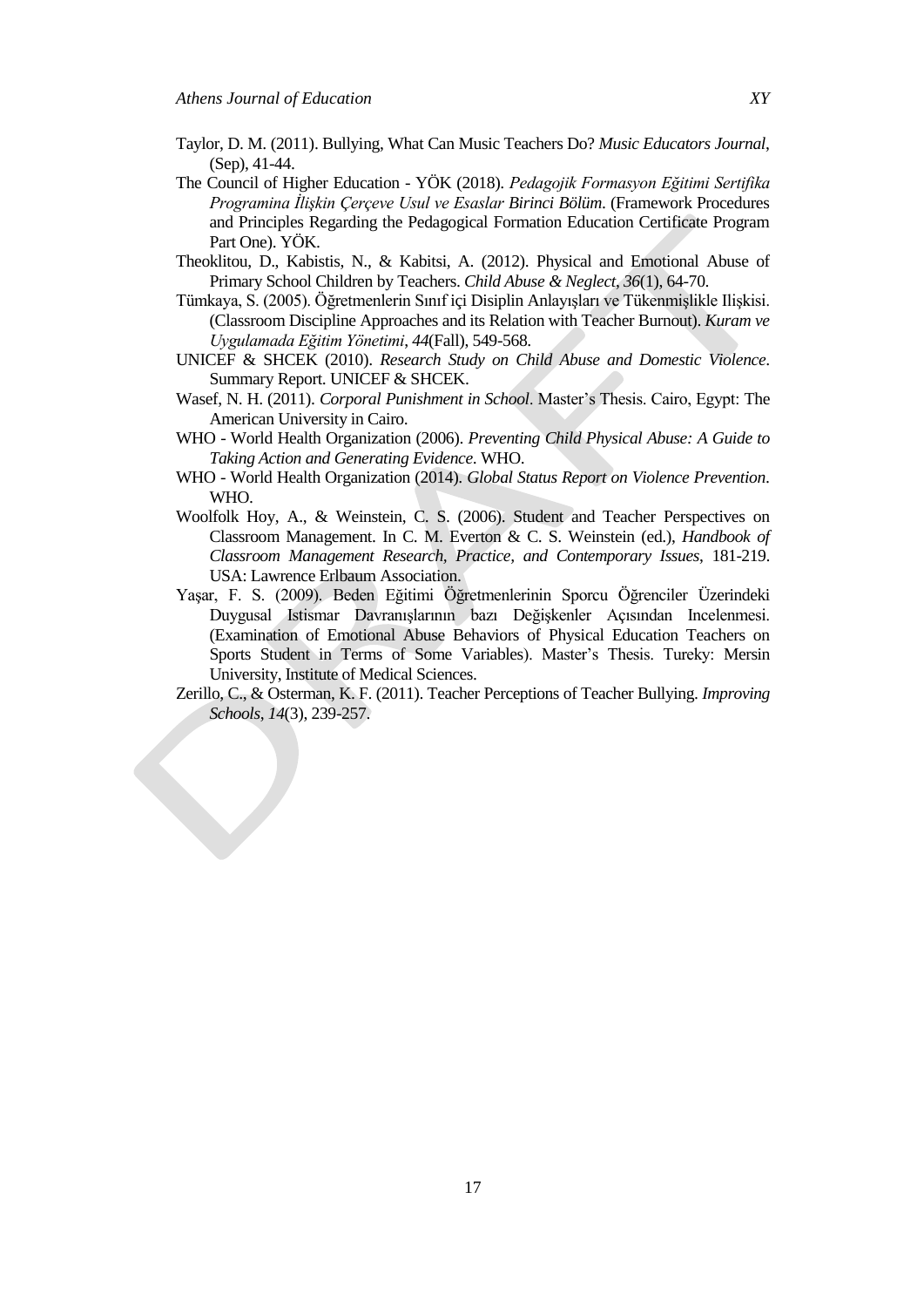Taylor, D. M. (2011). Bullying, What Can Music Teachers Do? *Music Educators Journal*, (Sep), 41-44.

The Council of Higher Education - YÖK (2018). *Pedagojik Formasyon Eğitimi Sertifika Programina İlişkin Çerçeve Usul ve Esaslar Birinci Bölüm*. (Framework Procedures and Principles Regarding the Pedagogical Formation Education Certificate Program Part One). YÖK.

Theoklitou, D., Kabistis, N., & Kabitsi, A. (2012). Physical and Emotional Abuse of Primary School Children by Teachers. *Child Abuse & Neglect*, *36*(1), 64-70.

Tümkaya, S. (2005). Öğretmenlerin Sınıf içi Disiplin Anlayışları ve Tükenmişlikle Ilişkisi. (Classroom Discipline Approaches and its Relation with Teacher Burnout). *Kuram ve Uygulamada Eğitim Yönetimi*, *44*(Fall), 549-568.

UNICEF & SHCEK (2010). *Research Study on Child Abuse and Domestic Violence*. Summary Report. UNICEF & SHCEK.

Wasef, N. H. (2011). *Corporal Punishment in School*. Master's Thesis. Cairo, Egypt: The American University in Cairo.

WHO - World Health Organization (2006). *Preventing Child Physical Abuse: A Guide to Taking Action and Generating Evidence*. WHO.

WHO - World Health Organization (2014). *Global Status Report on Violence Prevention*. WHO.

Woolfolk Hoy, A., & Weinstein, C. S. (2006). Student and Teacher Perspectives on Classroom Management. In C. M. Everton & C. S. Weinstein (ed.), *Handbook of Classroom Management Research, Practice, and Contemporary Issues*, 181-219. USA: Lawrence Erlbaum Association.

Yaşar, F. S. (2009). Beden Eğitimi Öğretmenlerinin Sporcu Öğrenciler Üzerindeki Duygusal Istismar Davranışlarının bazı Değişkenler Açısından Incelenmesi. (Examination of Emotional Abuse Behaviors of Physical Education Teachers on Sports Student in Terms of Some Variables). Master's Thesis. Tureky: Mersin University, Institute of Medical Sciences.

Zerillo, C., & Osterman, K. F. (2011). Teacher Perceptions of Teacher Bullying. *Improving Schools*, *14*(3), 239-257.